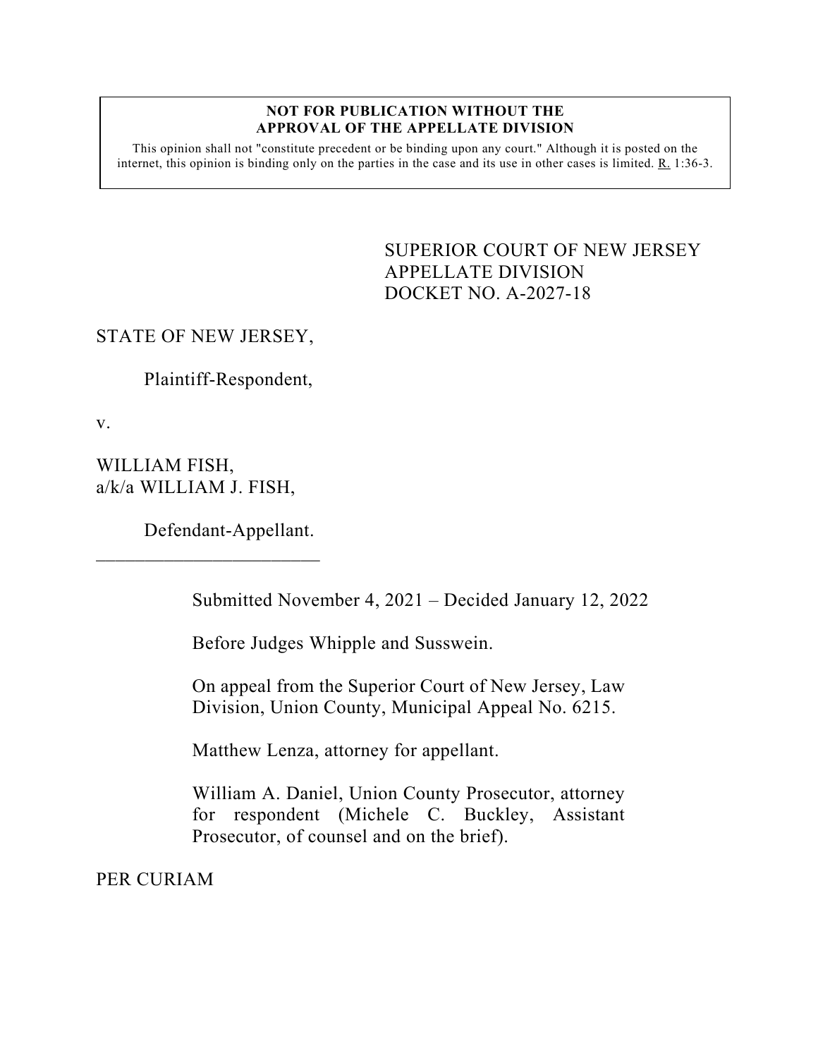**NOT FOR PUBLICATION WITHOUT THE APPROVAL OF THE APPELLATE DIVISION**

This opinion shall not "constitute precedent or be binding upon any court." Although it is posted on the internet, this opinion is binding only on the parties in the case and its use in other cases is limited. R. 1:36-3.

SUPERIOR COURT OF NEW JERSEY
APPELLATE DIVISION
DOCKET NO. A-2027-18

STATE OF NEW JERSEY,

Plaintiff-Respondent,

v.

WILLIAM FISH,
a/k/a WILLIAM J. FISH,

Defendant-Appellant.

\_\_\_\_\_\_\_\_\_\_\_\_\_\_\_\_\_\_\_\_\_\_\_\_

Submitted November 4, 2021 – Decided January 12, 2022

Before Judges Whipple and Susswein.

On appeal from the Superior Court of New Jersey, Law Division, Union County, Municipal Appeal No. 6215.

Matthew Lenza, attorney for appellant.

William A. Daniel, Union County Prosecutor, attorney for respondent (Michele C. Buckley, Assistant Prosecutor, of counsel and on the brief).

PER CURIAM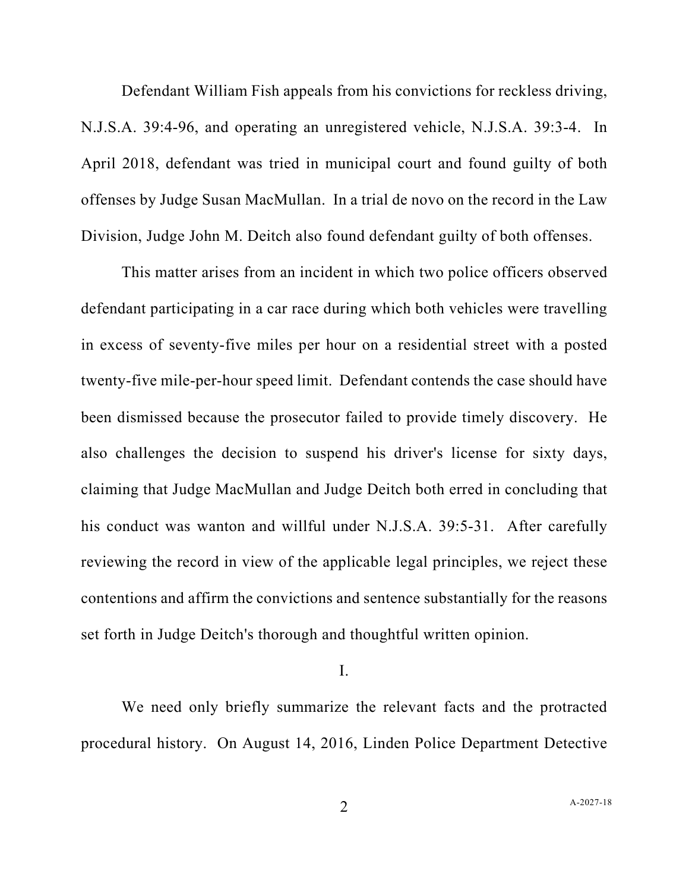Defendant William Fish appeals from his convictions for reckless driving, N.J.S.A. 39:4-96, and operating an unregistered vehicle, N.J.S.A. 39:3-4. In April 2018, defendant was tried in municipal court and found guilty of both offenses by Judge Susan MacMullan. In a trial de novo on the record in the Law Division, Judge John M. Deitch also found defendant guilty of both offenses.

This matter arises from an incident in which two police officers observed defendant participating in a car race during which both vehicles were travelling in excess of seventy-five miles per hour on a residential street with a posted twenty-five mile-per-hour speed limit. Defendant contends the case should have been dismissed because the prosecutor failed to provide timely discovery. He also challenges the decision to suspend his driver's license for sixty days, claiming that Judge MacMullan and Judge Deitch both erred in concluding that his conduct was wanton and willful under N.J.S.A. 39:5-31. After carefully reviewing the record in view of the applicable legal principles, we reject these contentions and affirm the convictions and sentence substantially for the reasons set forth in Judge Deitch's thorough and thoughtful written opinion.

I.

We need only briefly summarize the relevant facts and the protracted procedural history. On August 14, 2016, Linden Police Department Detective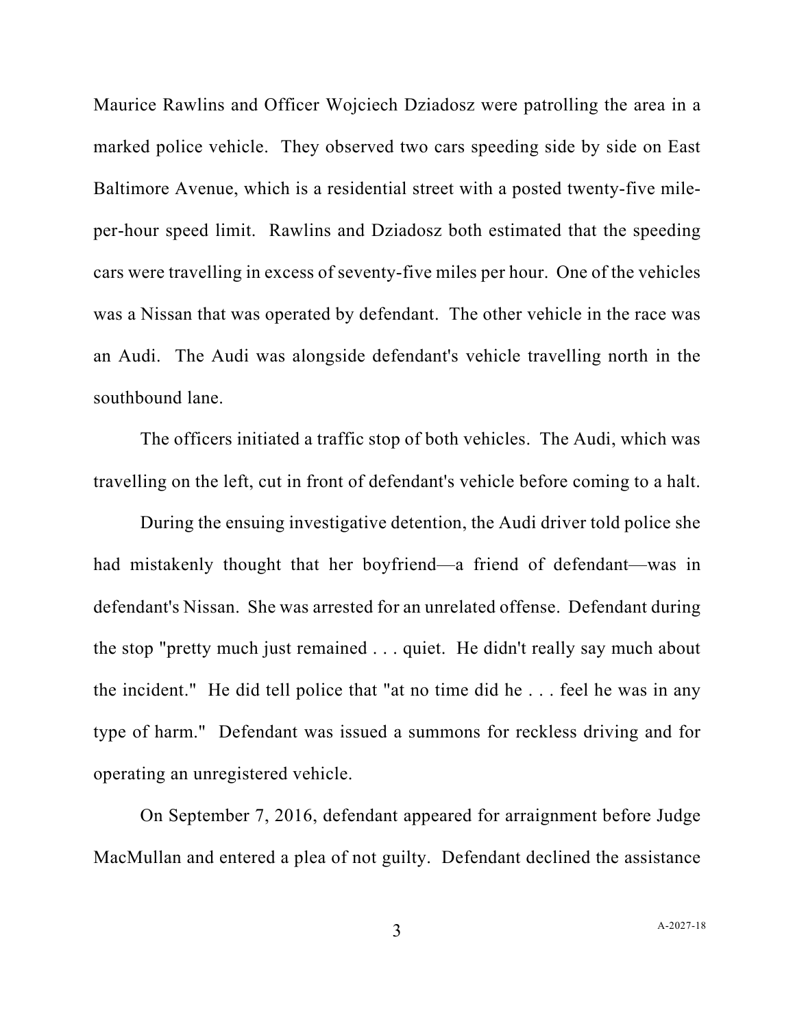Maurice Rawlins and Officer Wojciech Dziadosz were patrolling the area in a marked police vehicle. They observed two cars speeding side by side on East Baltimore Avenue, which is a residential street with a posted twenty-five mile-per-hour speed limit. Rawlins and Dziadosz both estimated that the speeding cars were travelling in excess of seventy-five miles per hour. One of the vehicles was a Nissan that was operated by defendant. The other vehicle in the race was an Audi. The Audi was alongside defendant's vehicle travelling north in the southbound lane.

The officers initiated a traffic stop of both vehicles. The Audi, which was travelling on the left, cut in front of defendant's vehicle before coming to a halt.

During the ensuing investigative detention, the Audi driver told police she had mistakenly thought that her boyfriend—a friend of defendant—was in defendant's Nissan. She was arrested for an unrelated offense. Defendant during the stop "pretty much just remained . . . quiet. He didn't really say much about the incident." He did tell police that "at no time did he . . . feel he was in any type of harm." Defendant was issued a summons for reckless driving and for operating an unregistered vehicle.

On September 7, 2016, defendant appeared for arraignment before Judge MacMullan and entered a plea of not guilty. Defendant declined the assistance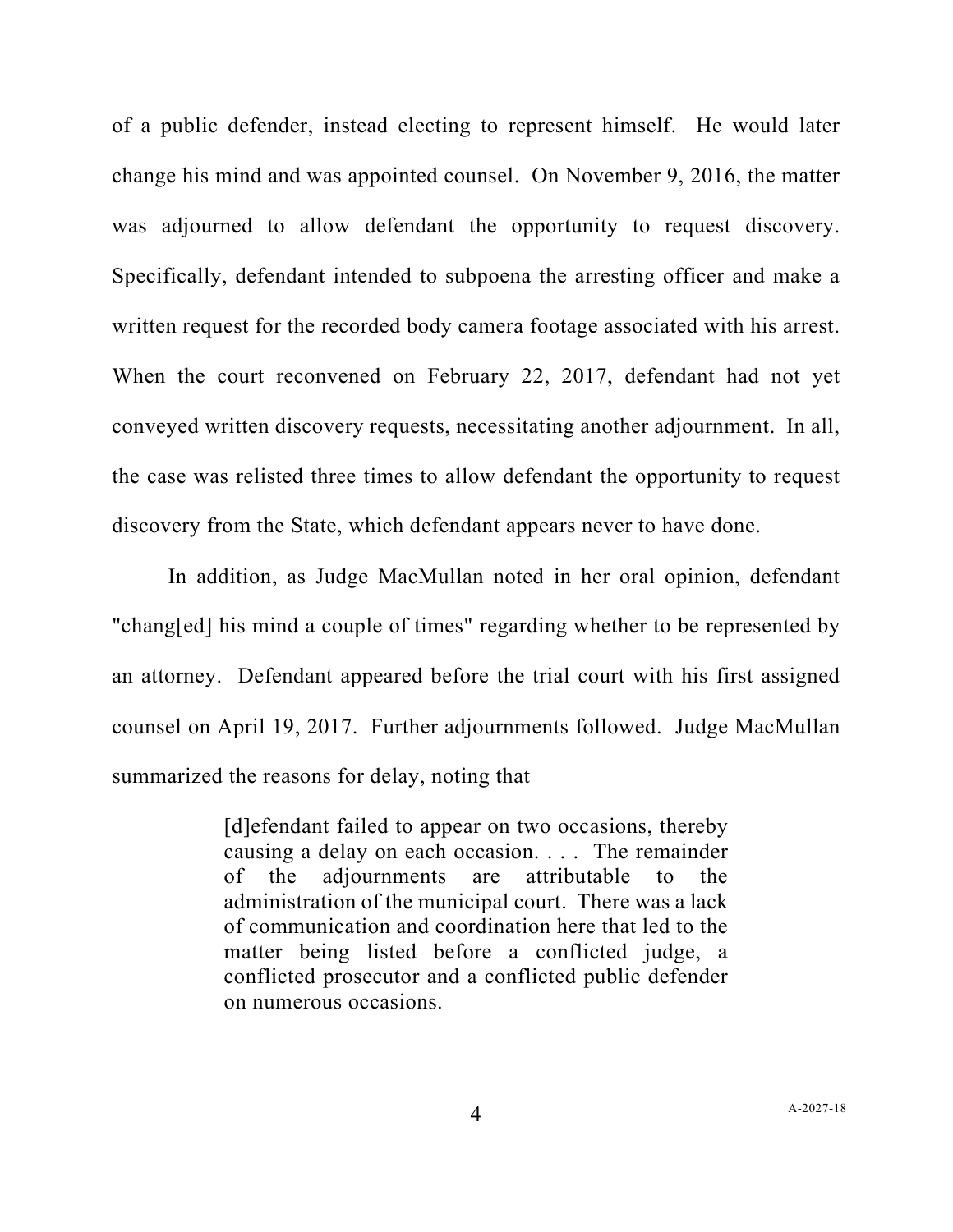of a public defender, instead electing to represent himself. He would later change his mind and was appointed counsel. On November 9, 2016, the matter was adjourned to allow defendant the opportunity to request discovery. Specifically, defendant intended to subpoena the arresting officer and make a written request for the recorded body camera footage associated with his arrest. When the court reconvened on February 22, 2017, defendant had not yet conveyed written discovery requests, necessitating another adjournment. In all, the case was relisted three times to allow defendant the opportunity to request discovery from the State, which defendant appears never to have done.

In addition, as Judge MacMullan noted in her oral opinion, defendant "chang[ed] his mind a couple of times" regarding whether to be represented by an attorney. Defendant appeared before the trial court with his first assigned counsel on April 19, 2017. Further adjournments followed. Judge MacMullan summarized the reasons for delay, noting that

> [d]efendant failed to appear on two occasions, thereby causing a delay on each occasion. . . . The remainder of the adjournments are attributable to the administration of the municipal court. There was a lack of communication and coordination here that led to the matter being listed before a conflicted judge, a conflicted prosecutor and a conflicted public defender on numerous occasions.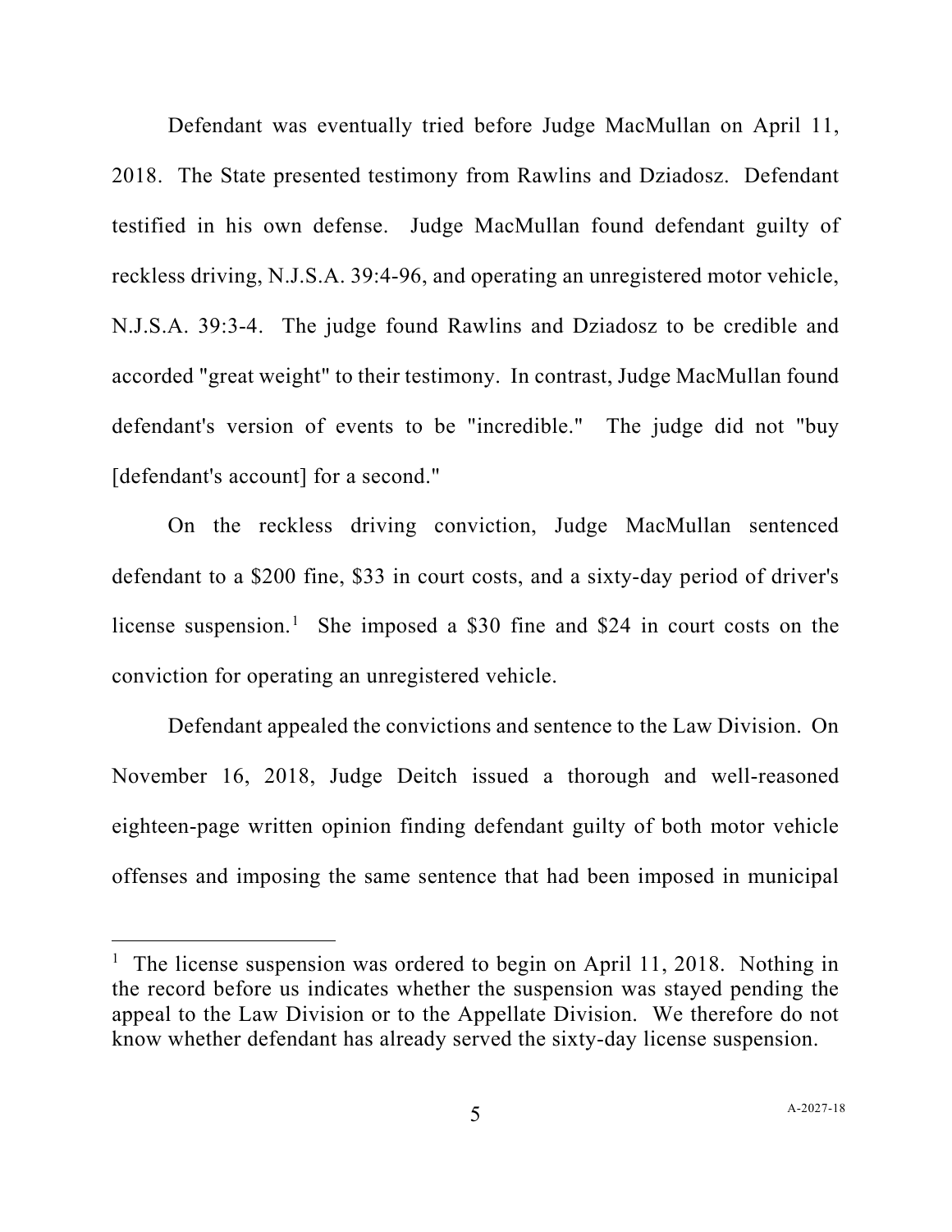Defendant was eventually tried before Judge MacMullan on April 11, 2018. The State presented testimony from Rawlins and Dziadosz. Defendant testified in his own defense. Judge MacMullan found defendant guilty of reckless driving, N.J.S.A. 39:4-96, and operating an unregistered motor vehicle, N.J.S.A. 39:3-4. The judge found Rawlins and Dziadosz to be credible and accorded "great weight" to their testimony. In contrast, Judge MacMullan found defendant's version of events to be "incredible." The judge did not "buy [defendant's account] for a second."

On the reckless driving conviction, Judge MacMullan sentenced defendant to a $200 fine, $33 in court costs, and a sixty-day period of driver's license suspension.[1] She imposed a $30 fine and $24 in court costs on the conviction for operating an unregistered vehicle.

Defendant appealed the convictions and sentence to the Law Division. On November 16, 2018, Judge Deitch issued a thorough and well-reasoned eighteen-page written opinion finding defendant guilty of both motor vehicle offenses and imposing the same sentence that had been imposed in municipal

---

[1] The license suspension was ordered to begin on April 11, 2018. Nothing in the record before us indicates whether the suspension was stayed pending the appeal to the Law Division or to the Appellate Division. We therefore do not know whether defendant has already served the sixty-day license suspension.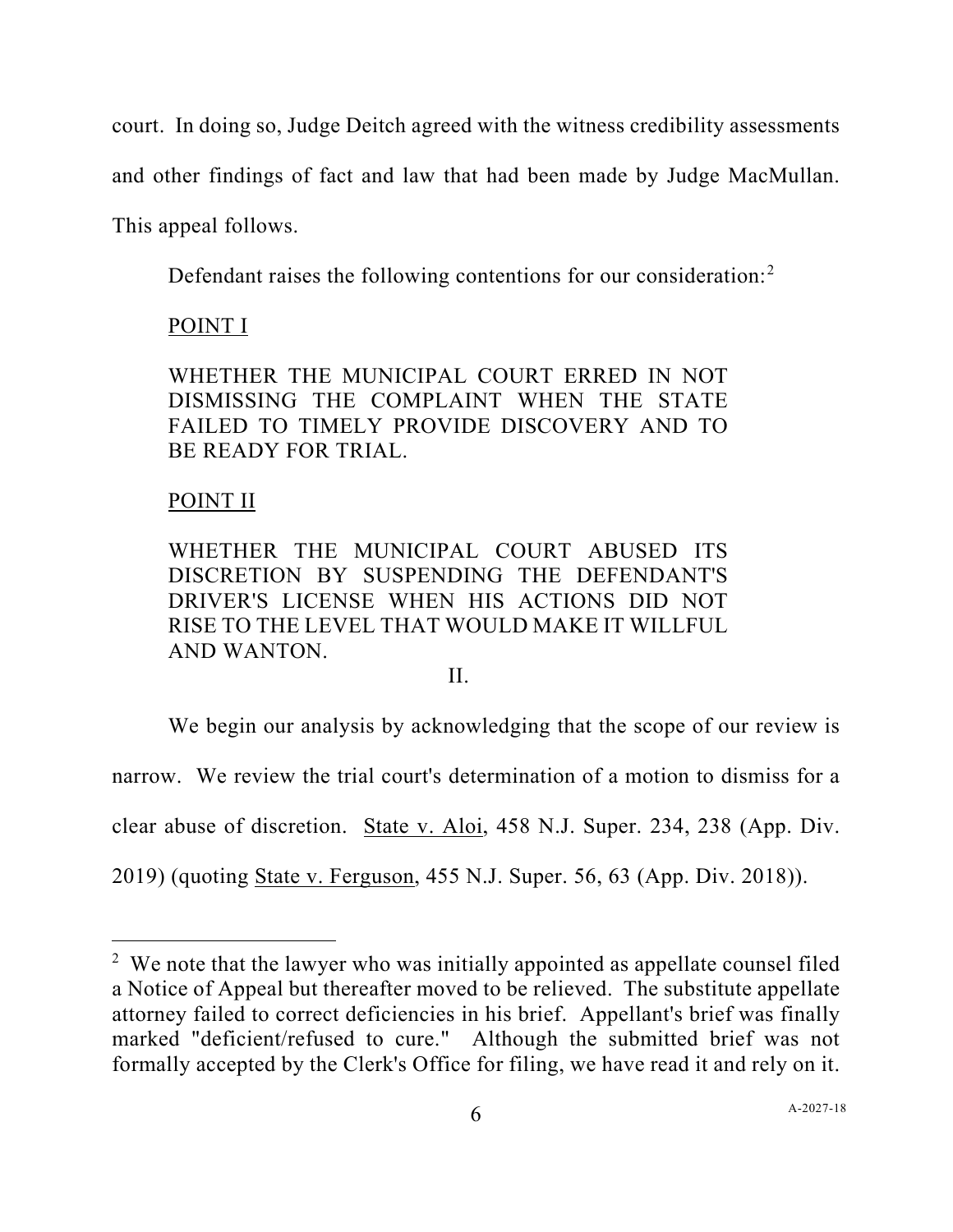court. In doing so, Judge Deitch agreed with the witness credibility assessments and other findings of fact and law that had been made by Judge MacMullan. This appeal follows.

Defendant raises the following contentions for our consideration:[2]

<u>POINT I</u>

WHETHER THE MUNICIPAL COURT ERRED IN NOT DISMISSING THE COMPLAINT WHEN THE STATE FAILED TO TIMELY PROVIDE DISCOVERY AND TO BE READY FOR TRIAL.

<u>POINT II</u>

WHETHER THE MUNICIPAL COURT ABUSED ITS DISCRETION BY SUSPENDING THE DEFENDANT'S DRIVER'S LICENSE WHEN HIS ACTIONS DID NOT RISE TO THE LEVEL THAT WOULD MAKE IT WILLFUL AND WANTON.

## II.

We begin our analysis by acknowledging that the scope of our review is narrow. We review the trial court's determination of a motion to dismiss for a clear abuse of discretion. State v. Aloi, 458 N.J. Super. 234, 238 (App. Div. 2019) (quoting State v. Ferguson, 455 N.J. Super. 56, 63 (App. Div. 2018)).

---

[2] We note that the lawyer who was initially appointed as appellate counsel filed a Notice of Appeal but thereafter moved to be relieved. The substitute appellate attorney failed to correct deficiencies in his brief. Appellant's brief was finally marked "deficient/refused to cure." Although the submitted brief was not formally accepted by the Clerk's Office for filing, we have read it and rely on it.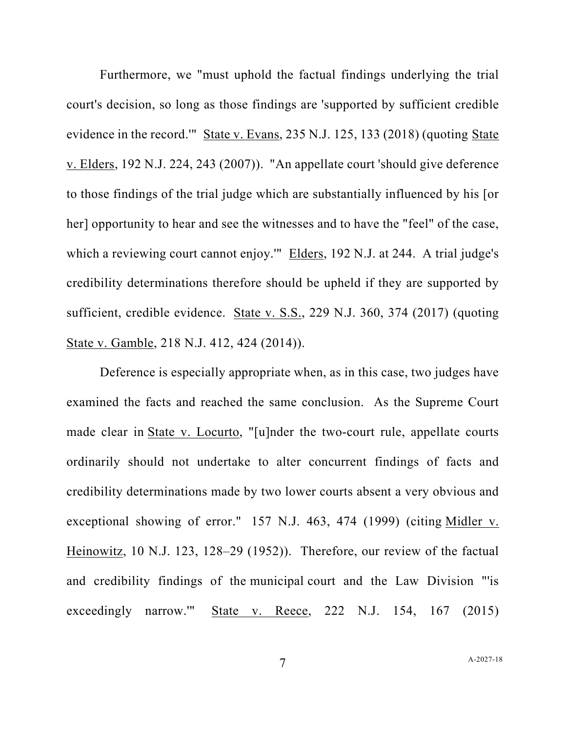Furthermore, we "must uphold the factual findings underlying the trial court's decision, so long as those findings are 'supported by sufficient credible evidence in the record.'" State v. Evans, 235 N.J. 125, 133 (2018) (quoting State v. Elders, 192 N.J. 224, 243 (2007)). "An appellate court 'should give deference to those findings of the trial judge which are substantially influenced by his [or her] opportunity to hear and see the witnesses and to have the "feel" of the case, which a reviewing court cannot enjoy.'" Elders, 192 N.J. at 244. A trial judge's credibility determinations therefore should be upheld if they are supported by sufficient, credible evidence. State v. S.S., 229 N.J. 360, 374 (2017) (quoting State v. Gamble, 218 N.J. 412, 424 (2014)).

Deference is especially appropriate when, as in this case, two judges have examined the facts and reached the same conclusion. As the Supreme Court made clear in State v. Locurto, "[u]nder the two-court rule, appellate courts ordinarily should not undertake to alter concurrent findings of facts and credibility determinations made by two lower courts absent a very obvious and exceptional showing of error." 157 N.J. 463, 474 (1999) (citing Midler v. Heinowitz, 10 N.J. 123, 128–29 (1952)). Therefore, our review of the factual and credibility findings of the municipal court and the Law Division "'is exceedingly narrow.'" State v. Reece, 222 N.J. 154, 167 (2015)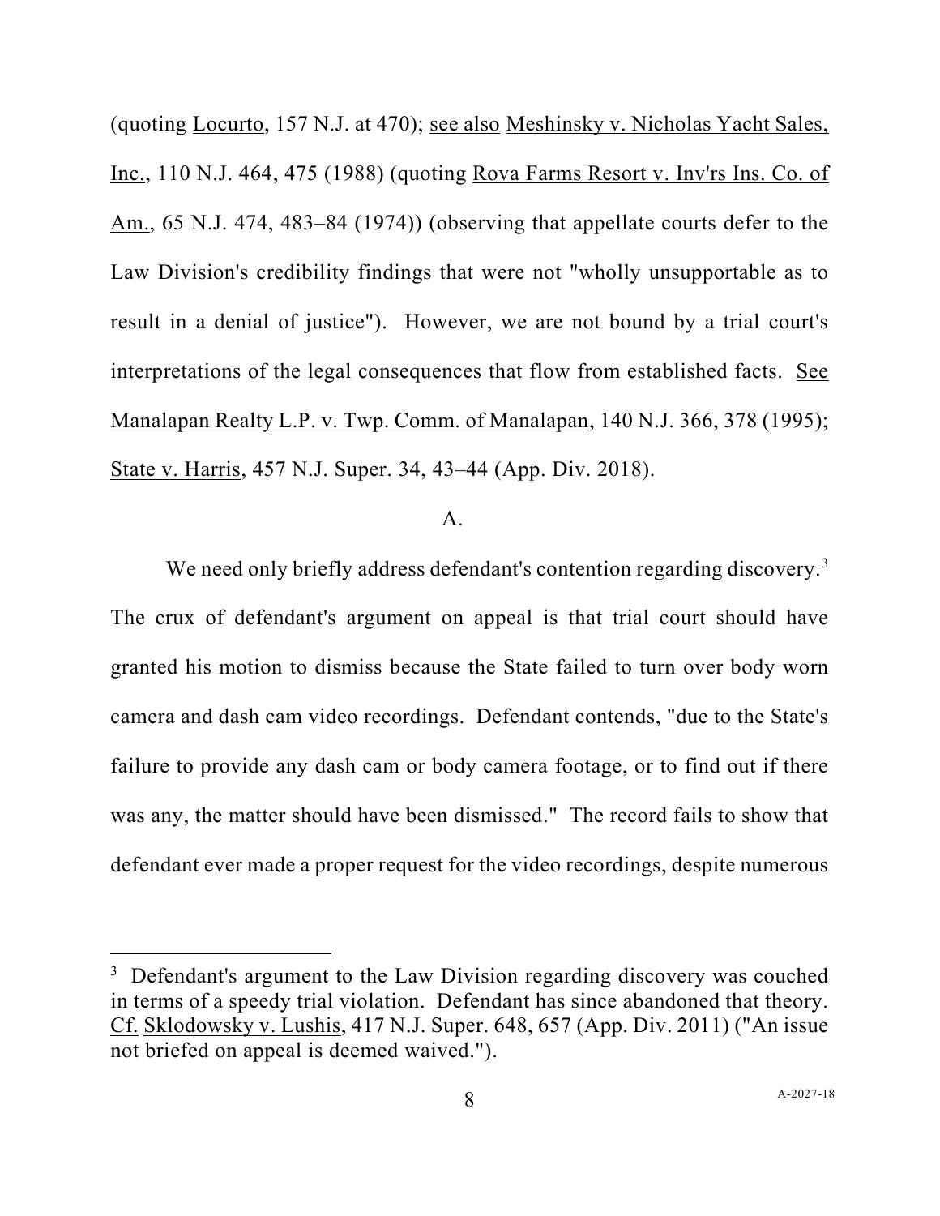(quoting Locurto, 157 N.J. at 470); see also Meshinsky v. Nicholas Yacht Sales, Inc., 110 N.J. 464, 475 (1988) (quoting Rova Farms Resort v. Inv'rs Ins. Co. of Am., 65 N.J. 474, 483–84 (1974)) (observing that appellate courts defer to the Law Division's credibility findings that were not "wholly unsupportable as to result in a denial of justice"). However, we are not bound by a trial court's interpretations of the legal consequences that flow from established facts. See Manalapan Realty L.P. v. Twp. Comm. of Manalapan, 140 N.J. 366, 378 (1995); State v. Harris, 457 N.J. Super. 34, 43–44 (App. Div. 2018).

### A.

We need only briefly address defendant's contention regarding discovery.[3] The crux of defendant's argument on appeal is that trial court should have granted his motion to dismiss because the State failed to turn over body worn camera and dash cam video recordings. Defendant contends, "due to the State's failure to provide any dash cam or body camera footage, or to find out if there was any, the matter should have been dismissed." The record fails to show that defendant ever made a proper request for the video recordings, despite numerous

---

[3] Defendant's argument to the Law Division regarding discovery was couched in terms of a speedy trial violation. Defendant has since abandoned that theory. Cf. Sklodowsky v. Lushis, 417 N.J. Super. 648, 657 (App. Div. 2011) ("An issue not briefed on appeal is deemed waived.").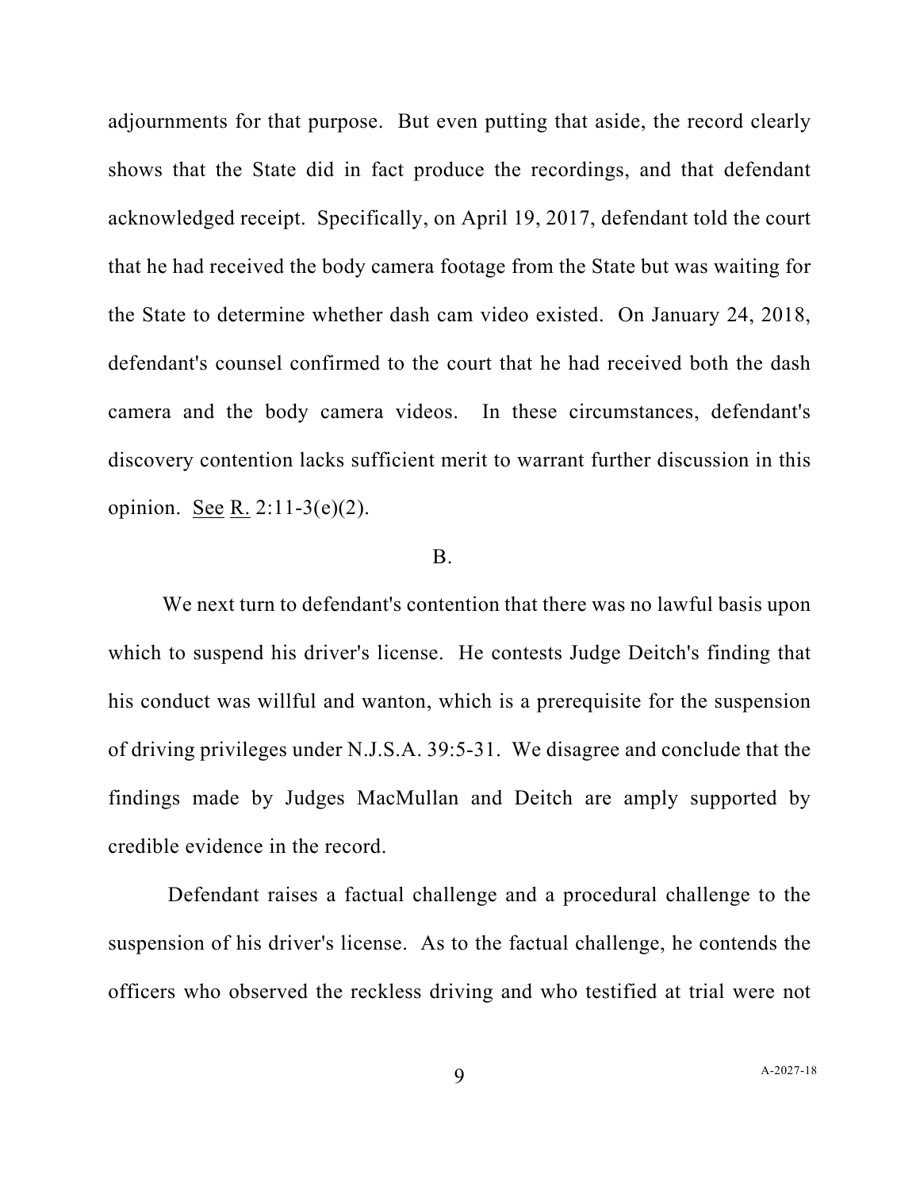adjournments for that purpose. But even putting that aside, the record clearly shows that the State did in fact produce the recordings, and that defendant acknowledged receipt. Specifically, on April 19, 2017, defendant told the court that he had received the body camera footage from the State but was waiting for the State to determine whether dash cam video existed. On January 24, 2018, defendant's counsel confirmed to the court that he had received both the dash camera and the body camera videos. In these circumstances, defendant's discovery contention lacks sufficient merit to warrant further discussion in this opinion. See R. 2:11-3(e)(2).

B.

We next turn to defendant's contention that there was no lawful basis upon which to suspend his driver's license. He contests Judge Deitch's finding that his conduct was willful and wanton, which is a prerequisite for the suspension of driving privileges under N.J.S.A. 39:5-31. We disagree and conclude that the findings made by Judges MacMullan and Deitch are amply supported by credible evidence in the record.

Defendant raises a factual challenge and a procedural challenge to the suspension of his driver's license. As to the factual challenge, he contends the officers who observed the reckless driving and who testified at trial were not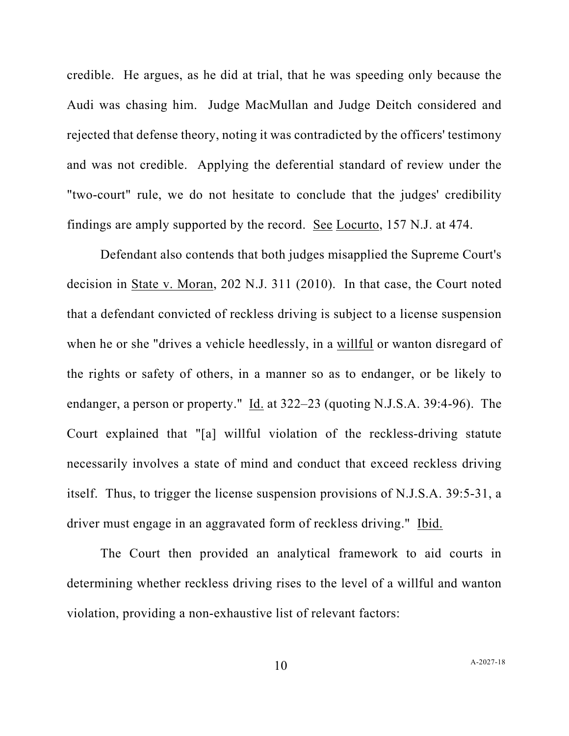credible. He argues, as he did at trial, that he was speeding only because the Audi was chasing him. Judge MacMullan and Judge Deitch considered and rejected that defense theory, noting it was contradicted by the officers' testimony and was not credible. Applying the deferential standard of review under the "two-court" rule, we do not hesitate to conclude that the judges' credibility findings are amply supported by the record. See Locurto, 157 N.J. at 474.

Defendant also contends that both judges misapplied the Supreme Court's decision in State v. Moran, 202 N.J. 311 (2010). In that case, the Court noted that a defendant convicted of reckless driving is subject to a license suspension when he or she "drives a vehicle heedlessly, in a willful or wanton disregard of the rights or safety of others, in a manner so as to endanger, or be likely to endanger, a person or property." Id. at 322–23 (quoting N.J.S.A. 39:4-96). The Court explained that "[a] willful violation of the reckless-driving statute necessarily involves a state of mind and conduct that exceed reckless driving itself. Thus, to trigger the license suspension provisions of N.J.S.A. 39:5-31, a driver must engage in an aggravated form of reckless driving." Ibid.

The Court then provided an analytical framework to aid courts in determining whether reckless driving rises to the level of a willful and wanton violation, providing a non-exhaustive list of relevant factors: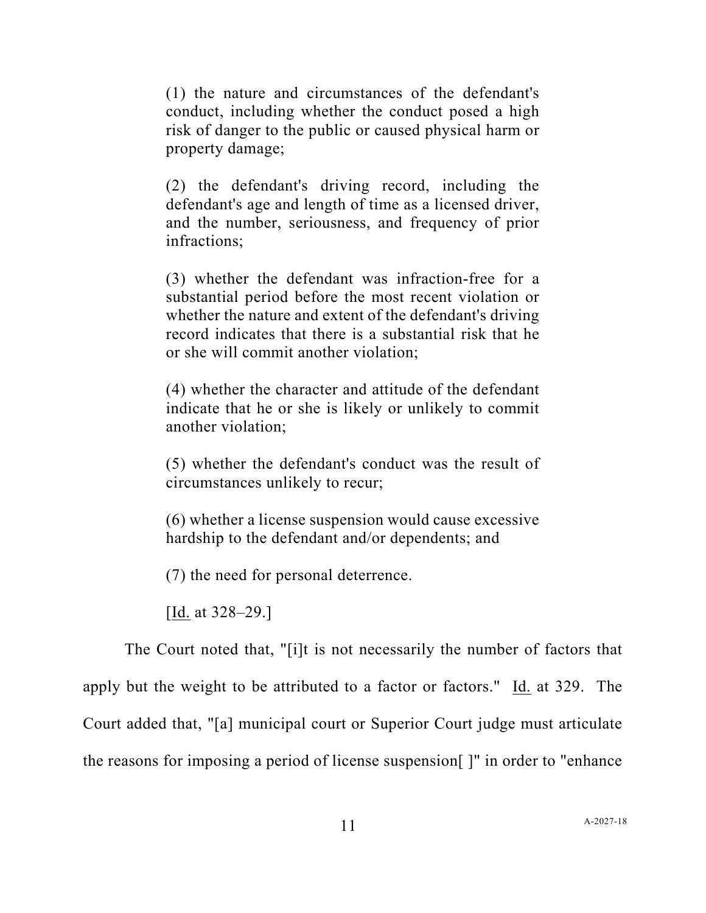> (1) the nature and circumstances of the defendant's conduct, including whether the conduct posed a high risk of danger to the public or caused physical harm or property damage;
>
> (2) the defendant's driving record, including the defendant's age and length of time as a licensed driver, and the number, seriousness, and frequency of prior infractions;
>
> (3) whether the defendant was infraction-free for a substantial period before the most recent violation or whether the nature and extent of the defendant's driving record indicates that there is a substantial risk that he or she will commit another violation;
>
> (4) whether the character and attitude of the defendant indicate that he or she is likely or unlikely to commit another violation;
>
> (5) whether the defendant's conduct was the result of circumstances unlikely to recur;
>
> (6) whether a license suspension would cause excessive hardship to the defendant and/or dependents; and
>
> (7) the need for personal deterrence.
>
> [Id. at 328–29.]

The Court noted that, "[i]t is not necessarily the number of factors that apply but the weight to be attributed to a factor or factors." Id. at 329. The Court added that, "[a] municipal court or Superior Court judge must articulate the reasons for imposing a period of license suspension[ ]" in order to "enhance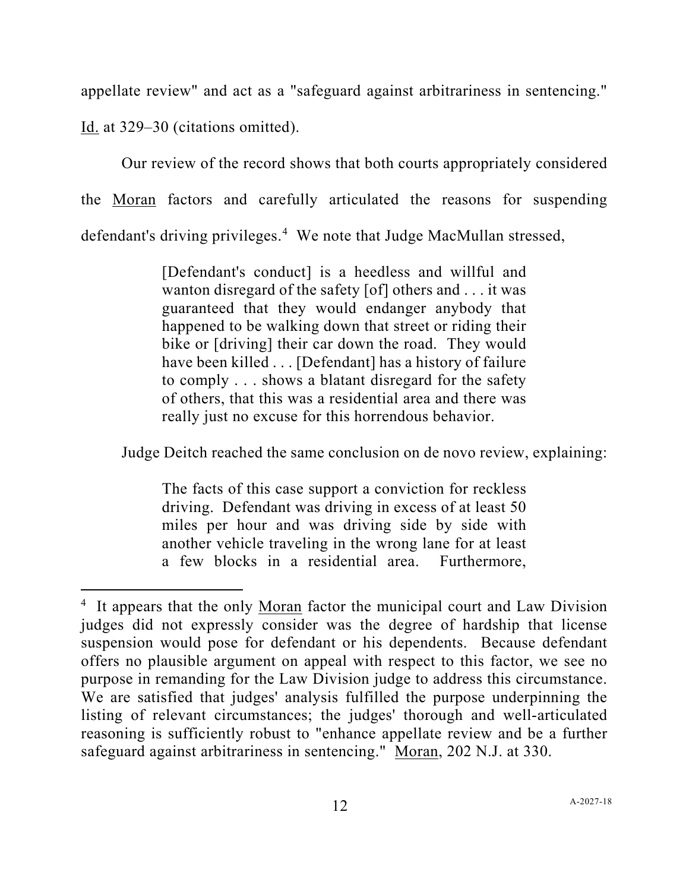appellate review" and act as a "safeguard against arbitrariness in sentencing." Id. at 329–30 (citations omitted).

Our review of the record shows that both courts appropriately considered the Moran factors and carefully articulated the reasons for suspending defendant's driving privileges.[4] We note that Judge MacMullan stressed,

> [Defendant's conduct] is a heedless and willful and wanton disregard of the safety [of] others and . . . it was guaranteed that they would endanger anybody that happened to be walking down that street or riding their bike or [driving] their car down the road. They would have been killed . . . [Defendant] has a history of failure to comply . . . shows a blatant disregard for the safety of others, that this was a residential area and there was really just no excuse for this horrendous behavior.

Judge Deitch reached the same conclusion on de novo review, explaining:

> The facts of this case support a conviction for reckless driving. Defendant was driving in excess of at least 50 miles per hour and was driving side by side with another vehicle traveling in the wrong lane for at least a few blocks in a residential area. Furthermore,

---

[4] It appears that the only Moran factor the municipal court and Law Division judges did not expressly consider was the degree of hardship that license suspension would pose for defendant or his dependents. Because defendant offers no plausible argument on appeal with respect to this factor, we see no purpose in remanding for the Law Division judge to address this circumstance. We are satisfied that judges' analysis fulfilled the purpose underpinning the listing of relevant circumstances; the judges' thorough and well-articulated reasoning is sufficiently robust to "enhance appellate review and be a further safeguard against arbitrariness in sentencing." Moran, 202 N.J. at 330.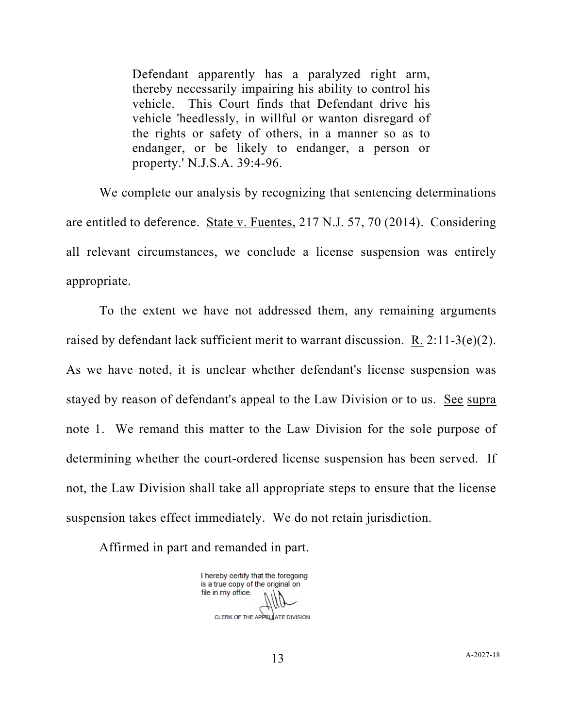> Defendant apparently has a paralyzed right arm, thereby necessarily impairing his ability to control his vehicle. This Court finds that Defendant drive his vehicle 'heedlessly, in willful or wanton disregard of the rights or safety of others, in a manner so as to endanger, or be likely to endanger, a person or property.' N.J.S.A. 39:4-96.

We complete our analysis by recognizing that sentencing determinations are entitled to deference. State v. Fuentes, 217 N.J. 57, 70 (2014). Considering all relevant circumstances, we conclude a license suspension was entirely appropriate.

To the extent we have not addressed them, any remaining arguments raised by defendant lack sufficient merit to warrant discussion. R. 2:11-3(e)(2). As we have noted, it is unclear whether defendant's license suspension was stayed by reason of defendant's appeal to the Law Division or to us. See supra note 1. We remand this matter to the Law Division for the sole purpose of determining whether the court-ordered license suspension has been served. If not, the Law Division shall take all appropriate steps to ensure that the license suspension takes effect immediately. We do not retain jurisdiction.

Affirmed in part and remanded in part.

I hereby certify that the foregoing is a true copy of the original on file in my office.

CLERK OF THE APPELLATE DIVISION